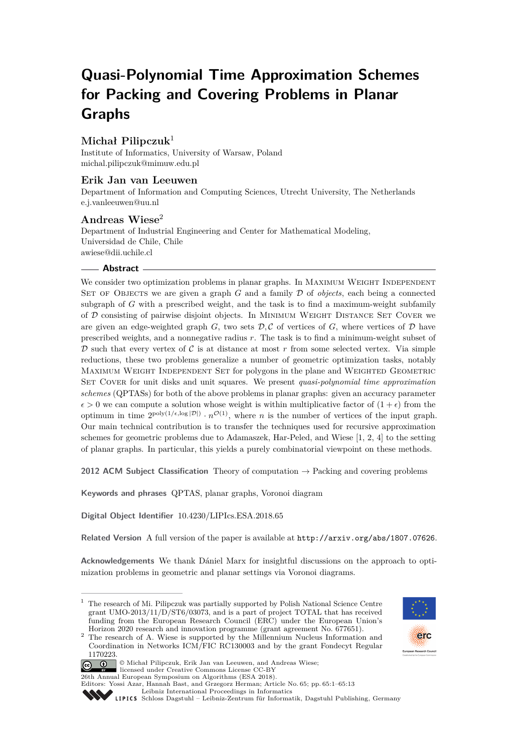# Quasi-Polynomial Time Approximation Schemes for Packing and Covering Problems in Planar Graphs

**Michał Pilipczuk**[1]

Institute of Informatics, University of Warsaw, Poland
michal.pilipczuk@mimuw.edu.pl

**Erik Jan van Leeuwen**

Department of Information and Computing Sciences, Utrecht University, The Netherlands
e.j.vanleeuwen@uu.nl

**Andreas Wiese**[2]

Department of Industrial Engineering and Center for Mathematical Modeling, Universidad de Chile, Chile
awiese@dii.uchile.cl

## Abstract

We consider two optimization problems in planar graphs. In Maximum Weight Independent Set of Objects we are given a graph $G$ and a family $\mathcal{D}$ of *objects*, each being a connected subgraph of $G$ with a prescribed weight, and the task is to find a maximum-weight subfamily of $\mathcal{D}$ consisting of pairwise disjoint objects. In Minimum Weight Distance Set Cover we are given an edge-weighted graph $G$, two sets $\mathcal{D}, \mathcal{C}$ of vertices of $G$, where vertices of $\mathcal{D}$ have prescribed weights, and a nonnegative radius $r$. The task is to find a minimum-weight subset of $\mathcal{D}$ such that every vertex of $\mathcal{C}$ is at distance at most $r$ from some selected vertex. Via simple reductions, these two problems generalize a number of geometric optimization tasks, notably Maximum Weight Independent Set for polygons in the plane and Weighted Geometric Set Cover for unit disks and unit squares. We present *quasi-polynomial time approximation schemes* (QPTASs) for both of the above problems in planar graphs: given an accuracy parameter $\epsilon > 0$ we can compute a solution whose weight is within multiplicative factor of $(1+\epsilon)$ from the optimum in time $2^{\mathrm{poly}(1/\epsilon, \log |\mathcal{D}|)} \cdot n^{\mathcal{O}(1)}$, where $n$ is the number of vertices of the input graph. Our main technical contribution is to transfer the techniques used for recursive approximation schemes for geometric problems due to Adamaszek, Har-Peled, and Wiese [1, 2, 4] to the setting of planar graphs. In particular, this yields a purely combinatorial viewpoint on these methods.

**2012 ACM Subject Classification** Theory of computation → Packing and covering problems

**Keywords and phrases** QPTAS, planar graphs, Voronoi diagram

**Digital Object Identifier** 10.4230/LIPIcs.ESA.2018.65

**Related Version** A full version of the paper is available at http://arxiv.org/abs/1807.07626.

**Acknowledgements** We thank Dániel Marx for insightful discussions on the approach to optimization problems in geometric and planar settings via Voronoi diagrams.

---

[1] The research of Mi. Pilipczuk was partially supported by Polish National Science Centre grant UMO-2013/11/D/ST6/03073, and is a part of project TOTAL that has received funding from the European Research Council (ERC) under the European Union's Horizon 2020 research and innovation programme (grant agreement No. 677651).

[2] The research of A. Wiese is supported by the Millennium Nucleus Information and Coordination in Networks ICM/FIC RC130003 and by the grant Fondecyt Regular 1170223.

© Michał Pilipczuk, Erik Jan van Leeuwen, and Andreas Wiese; licensed under Creative Commons License CC-BY
26th Annual European Symposium on Algorithms (ESA 2018).
Editors: Yossi Azar, Hannah Bast, and Grzegorz Herman; Article No. 65; pp. 65:1–65:13
Leibniz International Proceedings in Informatics
Schloss Dagstuhl – Leibniz-Zentrum für Informatik, Dagstuhl Publishing, Germany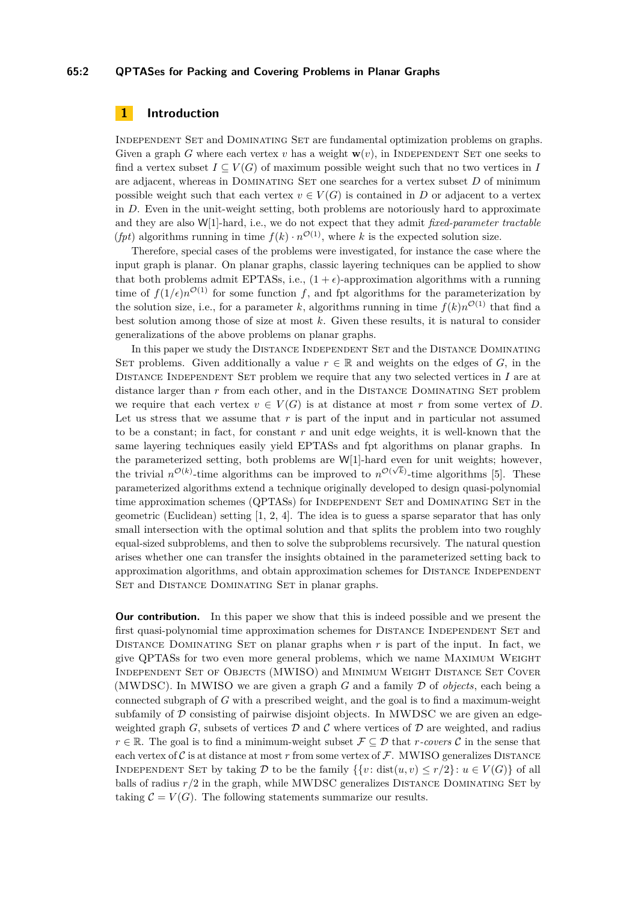## 1 Introduction

Independent Set and Dominating Set are fundamental optimization problems on graphs. Given a graph $G$ where each vertex $v$ has a weight $\mathbf{w}(v)$, in Independent Set one seeks to find a vertex subset $I \subseteq V(G)$ of maximum possible weight such that no two vertices in $I$ are adjacent, whereas in Dominating Set one searches for a vertex subset $D$ of minimum possible weight such that each vertex $v \in V(G)$ is contained in $D$ or adjacent to a vertex in $D$. Even in the unit-weight setting, both problems are notoriously hard to approximate and they are also W[1]-hard, i.e., we do not expect that they admit *fixed-parameter tractable* (*fpt*) algorithms running in time $f(k) \cdot n^{\mathcal{O}(1)}$, where $k$ is the expected solution size.

Therefore, special cases of the problems were investigated, for instance the case where the input graph is planar. On planar graphs, classic layering techniques can be applied to show that both problems admit EPTASs, i.e., $(1+\epsilon)$-approximation algorithms with a running time of $f(1/\epsilon)n^{\mathcal{O}(1)}$ for some function $f$, and fpt algorithms for the parameterization by the solution size, i.e., for a parameter $k$, algorithms running in time $f(k)n^{\mathcal{O}(1)}$ that find a best solution among those of size at most $k$. Given these results, it is natural to consider generalizations of the above problems on planar graphs.

In this paper we study the Distance Independent Set and the Distance Dominating Set problems. Given additionally a value $r \in \mathbb{R}$ and weights on the edges of $G$, in the Distance Independent Set problem we require that any two selected vertices in $I$ are at distance larger than $r$ from each other, and in the Distance Dominating Set problem we require that each vertex $v \in V(G)$ is at distance at most $r$ from some vertex of $D$. Let us stress that we assume that $r$ is part of the input and in particular not assumed to be a constant; in fact, for constant $r$ and unit edge weights, it is well-known that the same layering techniques easily yield EPTASs and fpt algorithms on planar graphs. In the parameterized setting, both problems are W[1]-hard even for unit weights; however, the trivial $n^{\mathcal{O}(k)}$-time algorithms can be improved to $n^{\mathcal{O}(\sqrt{k})}$-time algorithms [5]. These parameterized algorithms extend a technique originally developed to design quasi-polynomial time approximation schemes (QPTASs) for Independent Set and Dominating Set in the geometric (Euclidean) setting [1, 2, 4]. The idea is to guess a sparse separator that has only small intersection with the optimal solution and that splits the problem into two roughly equal-sized subproblems, and then to solve the subproblems recursively. The natural question arises whether one can transfer the insights obtained in the parameterized setting back to approximation algorithms, and obtain approximation schemes for Distance Independent Set and Distance Dominating Set in planar graphs.

**Our contribution.** In this paper we show that this is indeed possible and we present the first quasi-polynomial time approximation schemes for Distance Independent Set and Distance Dominating Set on planar graphs when $r$ is part of the input. In fact, we give QPTASs for two even more general problems, which we name Maximum Weight Independent Set of Objects (MWISO) and Minimum Weight Distance Set Cover (MWDSC). In MWISO we are given a graph $G$ and a family $\mathcal{D}$ of *objects*, each being a connected subgraph of $G$ with a prescribed weight, and the goal is to find a maximum-weight subfamily of $\mathcal{D}$ consisting of pairwise disjoint objects. In MWDSC we are given an edge-weighted graph $G$, subsets of vertices $\mathcal{D}$ and $\mathcal{C}$ where vertices of $\mathcal{D}$ are weighted, and radius $r \in \mathbb{R}$. The goal is to find a minimum-weight subset $\mathcal{F} \subseteq \mathcal{D}$ that $r$-*covers* $\mathcal{C}$ in the sense that each vertex of $\mathcal{C}$ is at distance at most $r$ from some vertex of $\mathcal{F}$. MWISO generalizes Distance Independent Set by taking $\mathcal{D}$ to be the family $\{\{v \colon \mathrm{dist}(u,v) \le r/2\} \colon u \in V(G)\}$ of all balls of radius $r/2$ in the graph, while MWDSC generalizes Distance Dominating Set by taking $\mathcal{C} = V(G)$. The following statements summarize our results.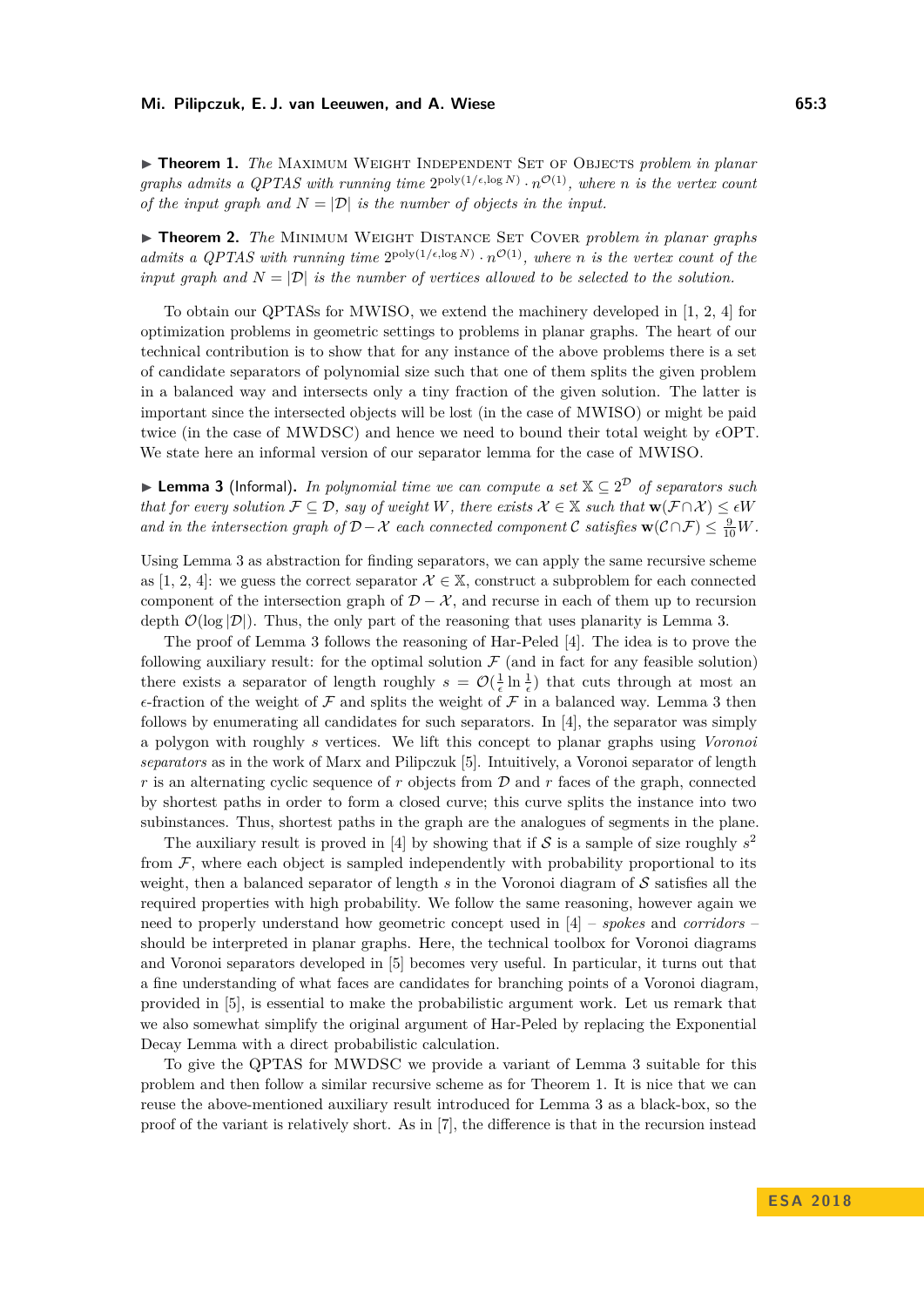▶ **Theorem 1.** *The* Maximum Weight Independent Set of Objects *problem in planar graphs admits a QPTAS with running time* $2^{\mathrm{poly}(1/\epsilon, \log N)} \cdot n^{\mathcal{O}(1)}$*, where* $n$ *is the vertex count of the input graph and* $N = |\mathcal{D}|$ *is the number of objects in the input.*

▶ **Theorem 2.** *The* Minimum Weight Distance Set Cover *problem in planar graphs admits a QPTAS with running time* $2^{\mathrm{poly}(1/\epsilon, \log N)} \cdot n^{\mathcal{O}(1)}$*, where* $n$ *is the vertex count of the input graph and* $N = |\mathcal{D}|$ *is the number of vertices allowed to be selected to the solution.*

To obtain our QPTASs for MWISO, we extend the machinery developed in [1, 2, 4] for optimization problems in geometric settings to problems in planar graphs. The heart of our technical contribution is to show that for any instance of the above problems there is a set of candidate separators of polynomial size such that one of them splits the given problem in a balanced way and intersects only a tiny fraction of the given solution. The latter is important since the intersected objects will be lost (in the case of MWISO) or might be paid twice (in the case of MWDSC) and hence we need to bound their total weight by $\epsilon$OPT. We state here an informal version of our separator lemma for the case of MWISO.

▶ **Lemma 3** (Informal)**.** *In polynomial time we can compute a set* $\mathbb{X} \subseteq 2^{\mathcal{D}}$ *of separators such that for every solution* $\mathcal{F} \subseteq \mathcal{D}$*, say of weight* $W$*, there exists* $\mathcal{X} \in \mathbb{X}$ *such that* $\mathbf{w}(\mathcal{F} \cap \mathcal{X}) \leq \epsilon W$ *and in the intersection graph of* $\mathcal{D} - \mathcal{X}$ *each connected component* $\mathcal{C}$ *satisfies* $\mathbf{w}(\mathcal{C} \cap \mathcal{F}) \leq \frac{9}{10} W$*.*

Using Lemma 3 as abstraction for finding separators, we can apply the same recursive scheme as [1, 2, 4]: we guess the correct separator $\mathcal{X} \in \mathbb{X}$, construct a subproblem for each connected component of the intersection graph of $\mathcal{D} - \mathcal{X}$, and recurse in each of them up to recursion depth $\mathcal{O}(\log |\mathcal{D}|)$. Thus, the only part of the reasoning that uses planarity is Lemma 3.

The proof of Lemma 3 follows the reasoning of Har-Peled [4]. The idea is to prove the following auxiliary result: for the optimal solution $\mathcal{F}$ (and in fact for any feasible solution) there exists a separator of length roughly $s = \mathcal{O}(\frac{1}{\epsilon} \ln \frac{1}{\epsilon})$ that cuts through at most an $\epsilon$-fraction of the weight of $\mathcal{F}$ and splits the weight of $\mathcal{F}$ in a balanced way. Lemma 3 then follows by enumerating all candidates for such separators. In [4], the separator was simply a polygon with roughly $s$ vertices. We lift this concept to planar graphs using *Voronoi separators* as in the work of Marx and Pilipczuk [5]. Intuitively, a Voronoi separator of length $r$ is an alternating cyclic sequence of $r$ objects from $\mathcal{D}$ and $r$ faces of the graph, connected by shortest paths in order to form a closed curve; this curve splits the instance into two subinstances. Thus, shortest paths in the graph are the analogues of segments in the plane.

The auxiliary result is proved in [4] by showing that if $\mathcal{S}$ is a sample of size roughly $s^2$ from $\mathcal{F}$, where each object is sampled independently with probability proportional to its weight, then a balanced separator of length $s$ in the Voronoi diagram of $\mathcal{S}$ satisfies all the required properties with high probability. We follow the same reasoning, however again we need to properly understand how geometric concept used in [4] – *spokes* and *corridors* – should be interpreted in planar graphs. Here, the technical toolbox for Voronoi diagrams and Voronoi separators developed in [5] becomes very useful. In particular, it turns out that a fine understanding of what faces are candidates for branching points of a Voronoi diagram, provided in [5], is essential to make the probabilistic argument work. Let us remark that we also somewhat simplify the original argument of Har-Peled by replacing the Exponential Decay Lemma with a direct probabilistic calculation.

To give the QPTAS for MWDSC we provide a variant of Lemma 3 suitable for this problem and then follow a similar recursive scheme as for Theorem 1. It is nice that we can reuse the above-mentioned auxiliary result introduced for Lemma 3 as a black-box, so the proof of the variant is relatively short. As in [7], the difference is that in the recursion instead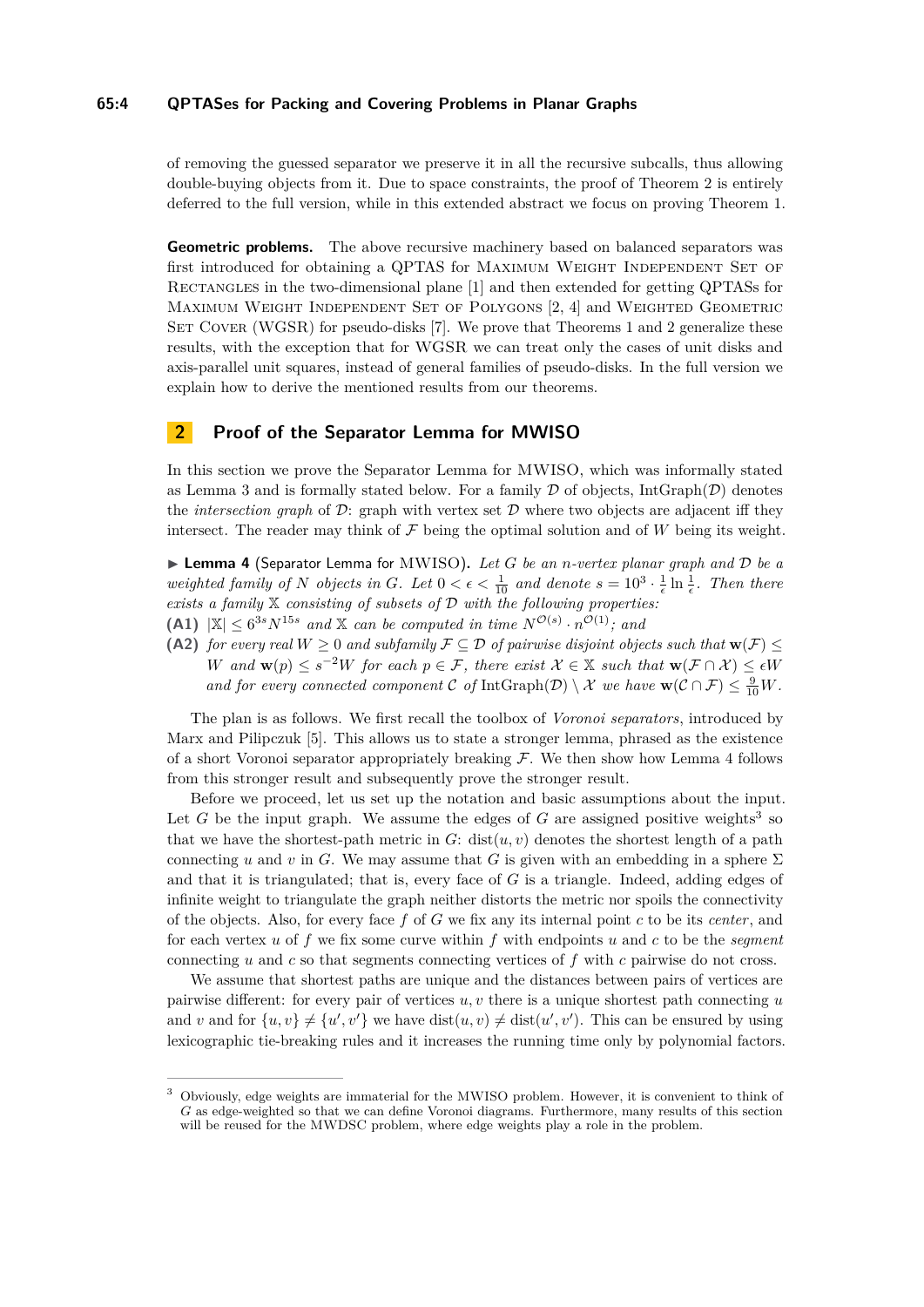of removing the guessed separator we preserve it in all the recursive subcalls, thus allowing double-buying objects from it. Due to space constraints, the proof of Theorem 2 is entirely deferred to the full version, while in this extended abstract we focus on proving Theorem 1.

**Geometric problems.** The above recursive machinery based on balanced separators was first introduced for obtaining a QPTAS for Maximum Weight Independent Set of Rectangles in the two-dimensional plane [1] and then extended for getting QPTASs for Maximum Weight Independent Set of Polygons [2, 4] and Weighted Geometric Set Cover (WGSR) for pseudo-disks [7]. We prove that Theorems 1 and 2 generalize these results, with the exception that for WGSR we can treat only the cases of unit disks and axis-parallel unit squares, instead of general families of pseudo-disks. In the full version we explain how to derive the mentioned results from our theorems.

## 2 Proof of the Separator Lemma for MWISO

In this section we prove the Separator Lemma for MWISO, which was informally stated as Lemma 3 and is formally stated below. For a family $\mathcal{D}$ of objects, IntGraph($\mathcal{D}$) denotes the *intersection graph* of $\mathcal{D}$: graph with vertex set $\mathcal{D}$ where two objects are adjacent iff they intersect. The reader may think of $\mathcal{F}$ being the optimal solution and of $W$ being its weight.

▶ **Lemma 4** (Separator Lemma for MWISO). *Let $G$ be an $n$-vertex planar graph and $\mathcal{D}$ be a weighted family of $N$ objects in $G$. Let $0 < \epsilon < \frac{1}{10}$ and denote $s = 10^3 \cdot \frac{1}{\epsilon} \ln \frac{1}{\epsilon}$. Then there exists a family $\mathbb{X}$ consisting of subsets of $\mathcal{D}$ with the following properties:*

**(A1)** *$|\mathbb{X}| \leq 6^{3s} N^{15s}$ and $\mathbb{X}$ can be computed in time $N^{\mathcal{O}(s)} \cdot n^{\mathcal{O}(1)}$; and*

**(A2)** *for every real $W \geq 0$ and subfamily $\mathcal{F} \subseteq \mathcal{D}$ of pairwise disjoint objects such that $\mathbf{w}(\mathcal{F}) \leq W$ and $\mathbf{w}(p) \leq s^{-2}W$ for each $p \in \mathcal{F}$, there exist $\mathcal{X} \in \mathbb{X}$ such that $\mathbf{w}(\mathcal{F} \cap \mathcal{X}) \leq \epsilon W$ and for every connected component $\mathcal{C}$ of IntGraph$(\mathcal{D}) \setminus \mathcal{X}$ we have $\mathbf{w}(\mathcal{C} \cap \mathcal{F}) \leq \frac{9}{10} W$.*

The plan is as follows. We first recall the toolbox of *Voronoi separators*, introduced by Marx and Pilipczuk [5]. This allows us to state a stronger lemma, phrased as the existence of a short Voronoi separator appropriately breaking $\mathcal{F}$. We then show how Lemma 4 follows from this stronger result and subsequently prove the stronger result.

Before we proceed, let us set up the notation and basic assumptions about the input. Let $G$ be the input graph. We assume the edges of $G$ are assigned positive weights[3] so that we have the shortest-path metric in $G$: dist$(u, v)$ denotes the shortest length of a path connecting $u$ and $v$ in $G$. We may assume that $G$ is given with an embedding in a sphere $\Sigma$ and that it is triangulated; that is, every face of $G$ is a triangle. Indeed, adding edges of infinite weight to triangulate the graph neither distorts the metric nor spoils the connectivity of the objects. Also, for every face $f$ of $G$ we fix any its internal point $c$ to be its *center*, and for each vertex $u$ of $f$ we fix some curve within $f$ with endpoints $u$ and $c$ to be the *segment* connecting $u$ and $c$ so that segments connecting vertices of $f$ with $c$ pairwise do not cross.

We assume that shortest paths are unique and the distances between pairs of vertices are pairwise different: for every pair of vertices $u, v$ there is a unique shortest path connecting $u$ and $v$ and for $\{u, v\} \neq \{u', v'\}$ we have dist$(u, v) \neq$ dist$(u', v')$. This can be ensured by using lexicographic tie-breaking rules and it increases the running time only by polynomial factors.

---

[3] Obviously, edge weights are immaterial for the MWISO problem. However, it is convenient to think of $G$ as edge-weighted so that we can define Voronoi diagrams. Furthermore, many results of this section will be reused for the MWDSC problem, where edge weights play a role in the problem.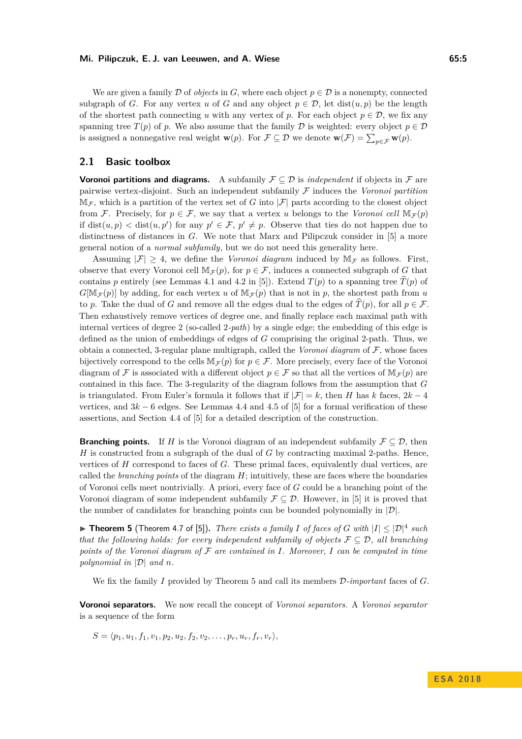We are given a family $\mathcal{D}$ of *objects* in $G$, where each object $p \in \mathcal{D}$ is a nonempty, connected subgraph of $G$. For any vertex $u$ of $G$ and any object $p \in \mathcal{D}$, let $\operatorname{dist}(u,p)$ be the length of the shortest path connecting $u$ with any vertex of $p$. For each object $p \in \mathcal{D}$, we fix any spanning tree $T(p)$ of $p$. We also assume that the family $\mathcal{D}$ is weighted: every object $p \in \mathcal{D}$ is assigned a nonnegative real weight $\mathbf{w}(p)$. For $\mathcal{F} \subseteq \mathcal{D}$ we denote $\mathbf{w}(\mathcal{F}) = \sum_{p \in \mathcal{F}} \mathbf{w}(p)$.

## 2.1 Basic toolbox

**Voronoi partitions and diagrams.** A subfamily $\mathcal{F} \subseteq \mathcal{D}$ is *independent* if objects in $\mathcal{F}$ are pairwise vertex-disjoint. Such an independent subfamily $\mathcal{F}$ induces the *Voronoi partition* $\mathbb{M}_{\mathcal{F}}$, which is a partition of the vertex set of $G$ into $|\mathcal{F}|$ parts according to the closest object from $\mathcal{F}$. Precisely, for $p \in \mathcal{F}$, we say that a vertex $u$ belongs to the *Voronoi cell* $\mathbb{M}_{\mathcal{F}}(p)$ if $\operatorname{dist}(u,p) < \operatorname{dist}(u,p')$ for any $p' \in \mathcal{F}$, $p' \neq p$. Observe that ties do not happen due to distinctness of distances in $G$. We note that Marx and Pilipczuk consider in [5] a more general notion of a *normal subfamily*, but we do not need this generality here.

Assuming $|\mathcal{F}| \geq 4$, we define the *Voronoi diagram* induced by $\mathbb{M}_{\mathcal{F}}$ as follows. First, observe that every Voronoi cell $\mathbb{M}_{\mathcal{F}}(p)$, for $p \in \mathcal{F}$, induces a connected subgraph of $G$ that contains $p$ entirely (see Lemmas 4.1 and 4.2 in [5]). Extend $T(p)$ to a spanning tree $\widehat{T}(p)$ of $G[\mathbb{M}_{\mathcal{F}}(p)]$ by adding, for each vertex $u$ of $\mathbb{M}_{\mathcal{F}}(p)$ that is not in $p$, the shortest path from $u$ to $p$. Take the dual of $G$ and remove all the edges dual to the edges of $\widehat{T}(p)$, for all $p \in \mathcal{F}$. Then exhaustively remove vertices of degree one, and finally replace each maximal path with internal vertices of degree 2 (so-called *2-path*) by a single edge; the embedding of this edge is defined as the union of embeddings of edges of $G$ comprising the original 2-path. Thus, we obtain a connected, 3-regular plane multigraph, called the *Voronoi diagram* of $\mathcal{F}$, whose faces bijectively correspond to the cells $\mathbb{M}_{\mathcal{F}}(p)$ for $p \in \mathcal{F}$. More precisely, every face of the Voronoi diagram of $\mathcal{F}$ is associated with a different object $p \in \mathcal{F}$ so that all the vertices of $\mathbb{M}_{\mathcal{F}}(p)$ are contained in this face. The 3-regularity of the diagram follows from the assumption that $G$ is triangulated. From Euler's formula it follows that if $|\mathcal{F}| = k$, then $H$ has $k$ faces, $2k-4$ vertices, and $3k-6$ edges. See Lemmas 4.4 and 4.5 of [5] for a formal verification of these assertions, and Section 4.4 of [5] for a detailed description of the construction.

**Branching points.** If $H$ is the Voronoi diagram of an independent subfamily $\mathcal{F} \subseteq \mathcal{D}$, then $H$ is constructed from a subgraph of the dual of $G$ by contracting maximal 2-paths. Hence, vertices of $H$ correspond to faces of $G$. These primal faces, equivalently dual vertices, are called the *branching points* of the diagram $H$; intuitively, these are faces where the boundaries of Voronoi cells meet nontrivially. A priori, every face of $G$ could be a branching point of the Voronoi diagram of some independent subfamily $\mathcal{F} \subseteq \mathcal{D}$. However, in [5] it is proved that the number of candidates for branching points can be bounded polynomially in $|\mathcal{D}|$.

▶ **Theorem 5** (Theorem 4.7 of [5]). *There exists a family $I$ of faces of $G$ with $|I| \leq |\mathcal{D}|^4$ such that the following holds: for every independent subfamily of objects $\mathcal{F} \subseteq \mathcal{D}$, all branching points of the Voronoi diagram of $\mathcal{F}$ are contained in $I$. Moreover, $I$ can be computed in time polynomial in $|\mathcal{D}|$ and $n$.*

We fix the family $I$ provided by Theorem 5 and call its members *$\mathcal{D}$-important* faces of $G$.

**Voronoi separators.** We now recall the concept of *Voronoi separators*. A *Voronoi separator* is a sequence of the form

$$S = \langle p_1, u_1, f_1, v_1, p_2, u_2, f_2, v_2, \ldots, p_r, u_r, f_r, v_r \rangle,$$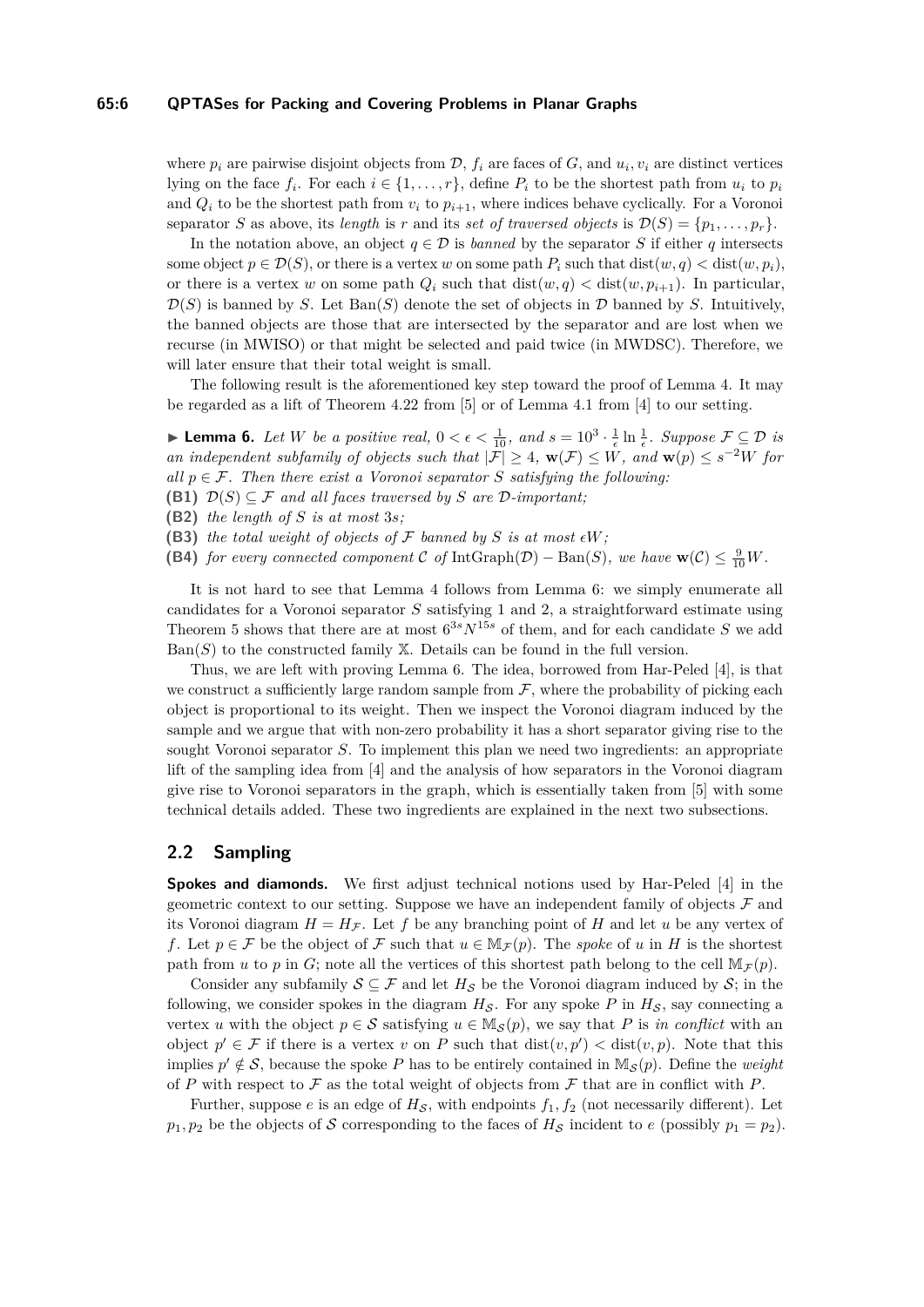where $p_i$ are pairwise disjoint objects from $\mathcal{D}$, $f_i$ are faces of $G$, and $u_i, v_i$ are distinct vertices lying on the face $f_i$. For each $i \in \{1, \ldots, r\}$, define $P_i$ to be the shortest path from $u_i$ to $p_i$ and $Q_i$ to be the shortest path from $v_i$ to $p_{i+1}$, where indices behave cyclically. For a Voronoi separator $S$ as above, its *length* is $r$ and its *set of traversed objects* is $\mathcal{D}(S) = \{p_1, \ldots, p_r\}$.

In the notation above, an object $q \in \mathcal{D}$ is *banned* by the separator $S$ if either $q$ intersects some object $p \in \mathcal{D}(S)$, or there is a vertex $w$ on some path $P_i$ such that $\text{dist}(w, q) < \text{dist}(w, p_i)$, or there is a vertex $w$ on some path $Q_i$ such that $\text{dist}(w, q) < \text{dist}(w, p_{i+1})$. In particular, $\mathcal{D}(S)$ is banned by $S$. Let $\text{Ban}(S)$ denote the set of objects in $\mathcal{D}$ banned by $S$. Intuitively, the banned objects are those that are intersected by the separator and are lost when we recurse (in MWISO) or that might be selected and paid twice (in MWDSC). Therefore, we will later ensure that their total weight is small.

The following result is the aforementioned key step toward the proof of Lemma 4. It may be regarded as a lift of Theorem 4.22 from [5] or of Lemma 4.1 from [4] to our setting.

▶ **Lemma 6.** *Let $W$ be a positive real, $0 < \epsilon < \frac{1}{10}$, and $s = 10^3 \cdot \frac{1}{\epsilon} \ln \frac{1}{\epsilon}$. Suppose $\mathcal{F} \subseteq \mathcal{D}$ is an independent subfamily of objects such that $|\mathcal{F}| \geq 4$, $\mathbf{w}(\mathcal{F}) \leq W$, and $\mathbf{w}(p) \leq s^{-2}W$ for all $p \in \mathcal{F}$. Then there exist a Voronoi separator $S$ satisfying the following:*

**(B1)** *$\mathcal{D}(S) \subseteq \mathcal{F}$ and all faces traversed by $S$ are $\mathcal{D}$-important;*

**(B2)** *the length of $S$ is at most $3s$;*

**(B3)** *the total weight of objects of $\mathcal{F}$ banned by $S$ is at most $\epsilon W$;*

**(B4)** *for every connected component $\mathcal{C}$ of $\text{IntGraph}(\mathcal{D}) - \text{Ban}(S)$, we have $\mathbf{w}(\mathcal{C}) \leq \frac{9}{10}W$.*

It is not hard to see that Lemma 4 follows from Lemma 6: we simply enumerate all candidates for a Voronoi separator $S$ satisfying 1 and 2, a straightforward estimate using Theorem 5 shows that there are at most $6^{3s}N^{15s}$ of them, and for each candidate $S$ we add $\text{Ban}(S)$ to the constructed family $\mathbb{X}$. Details can be found in the full version.

Thus, we are left with proving Lemma 6. The idea, borrowed from Har-Peled [4], is that we construct a sufficiently large random sample from $\mathcal{F}$, where the probability of picking each object is proportional to its weight. Then we inspect the Voronoi diagram induced by the sample and we argue that with non-zero probability it has a short separator giving rise to the sought Voronoi separator $S$. To implement this plan we need two ingredients: an appropriate lift of the sampling idea from [4] and the analysis of how separators in the Voronoi diagram give rise to Voronoi separators in the graph, which is essentially taken from [5] with some technical details added. These two ingredients are explained in the next two subsections.

## 2.2 Sampling

**Spokes and diamonds.** We first adjust technical notions used by Har-Peled [4] in the geometric context to our setting. Suppose we have an independent family of objects $\mathcal{F}$ and its Voronoi diagram $H = H_{\mathcal{F}}$. Let $f$ be any branching point of $H$ and let $u$ be any vertex of $f$. Let $p \in \mathcal{F}$ be the object of $\mathcal{F}$ such that $u \in \mathbb{M}_{\mathcal{F}}(p)$. The *spoke* of $u$ in $H$ is the shortest path from $u$ to $p$ in $G$; note all the vertices of this shortest path belong to the cell $\mathbb{M}_{\mathcal{F}}(p)$.

Consider any subfamily $\mathcal{S} \subseteq \mathcal{F}$ and let $H_{\mathcal{S}}$ be the Voronoi diagram induced by $\mathcal{S}$; in the following, we consider spokes in the diagram $H_{\mathcal{S}}$. For any spoke $P$ in $H_{\mathcal{S}}$, say connecting a vertex $u$ with the object $p \in \mathcal{S}$ satisfying $u \in \mathbb{M}_{\mathcal{S}}(p)$, we say that $P$ is *in conflict* with an object $p' \in \mathcal{F}$ if there is a vertex $v$ on $P$ such that $\text{dist}(v, p') < \text{dist}(v, p)$. Note that this implies $p' \notin \mathcal{S}$, because the spoke $P$ has to be entirely contained in $\mathbb{M}_{\mathcal{S}}(p)$. Define the *weight* of $P$ with respect to $\mathcal{F}$ as the total weight of objects from $\mathcal{F}$ that are in conflict with $P$.

Further, suppose $e$ is an edge of $H_{\mathcal{S}}$, with endpoints $f_1, f_2$ (not necessarily different). Let $p_1, p_2$ be the objects of $\mathcal{S}$ corresponding to the faces of $H_{\mathcal{S}}$ incident to $e$ (possibly $p_1 = p_2$).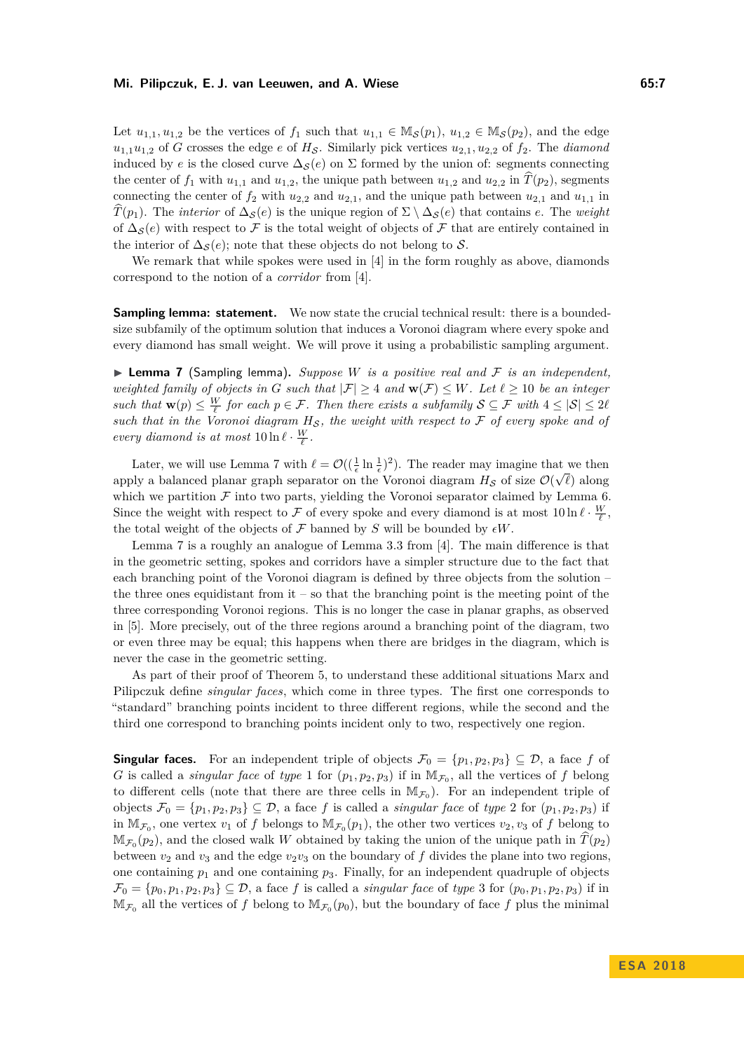Let $u_{1,1}, u_{1,2}$ be the vertices of $f_1$ such that $u_{1,1} \in \mathbb{M}_{\mathcal{S}}(p_1)$, $u_{1,2} \in \mathbb{M}_{\mathcal{S}}(p_2)$, and the edge $u_{1,1}u_{1,2}$ of $G$ crosses the edge $e$ of $H_{\mathcal{S}}$. Similarly pick vertices $u_{2,1}, u_{2,2}$ of $f_2$. The *diamond* induced by $e$ is the closed curve $\Delta_{\mathcal{S}}(e)$ on $\Sigma$ formed by the union of: segments connecting the center of $f_1$ with $u_{1,1}$ and $u_{1,2}$, the unique path between $u_{1,2}$ and $u_{2,2}$ in $\widehat{T}(p_2)$, segments connecting the center of $f_2$ with $u_{2,2}$ and $u_{2,1}$, and the unique path between $u_{2,1}$ and $u_{1,1}$ in $\widehat{T}(p_1)$. The *interior* of $\Delta_{\mathcal{S}}(e)$ is the unique region of $\Sigma \setminus \Delta_{\mathcal{S}}(e)$ that contains $e$. The *weight* of $\Delta_{\mathcal{S}}(e)$ with respect to $\mathcal{F}$ is the total weight of objects of $\mathcal{F}$ that are entirely contained in the interior of $\Delta_{\mathcal{S}}(e)$; note that these objects do not belong to $\mathcal{S}$.

We remark that while spokes were used in [4] in the form roughly as above, diamonds correspond to the notion of a *corridor* from [4].

**Sampling lemma: statement.** We now state the crucial technical result: there is a bounded-size subfamily of the optimum solution that induces a Voronoi diagram where every spoke and every diamond has small weight. We will prove it using a probabilistic sampling argument.

▶ **Lemma 7** (Sampling lemma)**.** *Suppose $W$ is a positive real and $\mathcal{F}$ is an independent, weighted family of objects in $G$ such that $|\mathcal{F}| \geq 4$ and $\mathbf{w}(\mathcal{F}) \leq W$. Let $\ell \geq 10$ be an integer such that $\mathbf{w}(p) \leq \frac{W}{\ell}$ for each $p \in \mathcal{F}$. Then there exists a subfamily $\mathcal{S} \subseteq \mathcal{F}$ with $4 \leq |\mathcal{S}| \leq 2\ell$ such that in the Voronoi diagram $H_{\mathcal{S}}$, the weight with respect to $\mathcal{F}$ of every spoke and of every diamond is at most $10 \ln \ell \cdot \frac{W}{\ell}$.*

Later, we will use Lemma 7 with $\ell = \mathcal{O}((\frac{1}{\epsilon} \ln \frac{1}{\epsilon})^2)$. The reader may imagine that we then apply a balanced planar graph separator on the Voronoi diagram $H_{\mathcal{S}}$ of size $\mathcal{O}(\sqrt{\ell})$ along which we partition $\mathcal{F}$ into two parts, yielding the Voronoi separator claimed by Lemma 6. Since the weight with respect to $\mathcal{F}$ of every spoke and every diamond is at most $10 \ln \ell \cdot \frac{W}{\ell}$, the total weight of the objects of $\mathcal{F}$ banned by $S$ will be bounded by $\epsilon W$.

Lemma 7 is a roughly an analogue of Lemma 3.3 from [4]. The main difference is that in the geometric setting, spokes and corridors have a simpler structure due to the fact that each branching point of the Voronoi diagram is defined by three objects from the solution – the three ones equidistant from it – so that the branching point is the meeting point of the three corresponding Voronoi regions. This is no longer the case in planar graphs, as observed in [5]. More precisely, out of the three regions around a branching point of the diagram, two or even three may be equal; this happens when there are bridges in the diagram, which is never the case in the geometric setting.

As part of their proof of Theorem 5, to understand these additional situations Marx and Pilipczuk define *singular faces*, which come in three types. The first one corresponds to "standard" branching points incident to three different regions, while the second and the third one correspond to branching points incident only to two, respectively one region.

**Singular faces.** For an independent triple of objects $\mathcal{F}_0 = \{p_1, p_2, p_3\} \subseteq \mathcal{D}$, a face $f$ of $G$ is called a *singular face* of *type* 1 for $(p_1, p_2, p_3)$ if in $\mathbb{M}_{\mathcal{F}_0}$, all the vertices of $f$ belong to different cells (note that there are three cells in $\mathbb{M}_{\mathcal{F}_0}$). For an independent triple of objects $\mathcal{F}_0 = \{p_1, p_2, p_3\} \subseteq \mathcal{D}$, a face $f$ is called a *singular face* of *type* 2 for $(p_1, p_2, p_3)$ if in $\mathbb{M}_{\mathcal{F}_0}$, one vertex $v_1$ of $f$ belongs to $\mathbb{M}_{\mathcal{F}_0}(p_1)$, the other two vertices $v_2, v_3$ of $f$ belong to $\mathbb{M}_{\mathcal{F}_0}(p_2)$, and the closed walk $W$ obtained by taking the union of the unique path in $\widehat{T}(p_2)$ between $v_2$ and $v_3$ and the edge $v_2v_3$ on the boundary of $f$ divides the plane into two regions, one containing $p_1$ and one containing $p_3$. Finally, for an independent quadruple of objects $\mathcal{F}_0 = \{p_0, p_1, p_2, p_3\} \subseteq \mathcal{D}$, a face $f$ is called a *singular face* of *type* 3 for $(p_0, p_1, p_2, p_3)$ if in $\mathbb{M}_{\mathcal{F}_0}$ all the vertices of $f$ belong to $\mathbb{M}_{\mathcal{F}_0}(p_0)$, but the boundary of face $f$ plus the minimal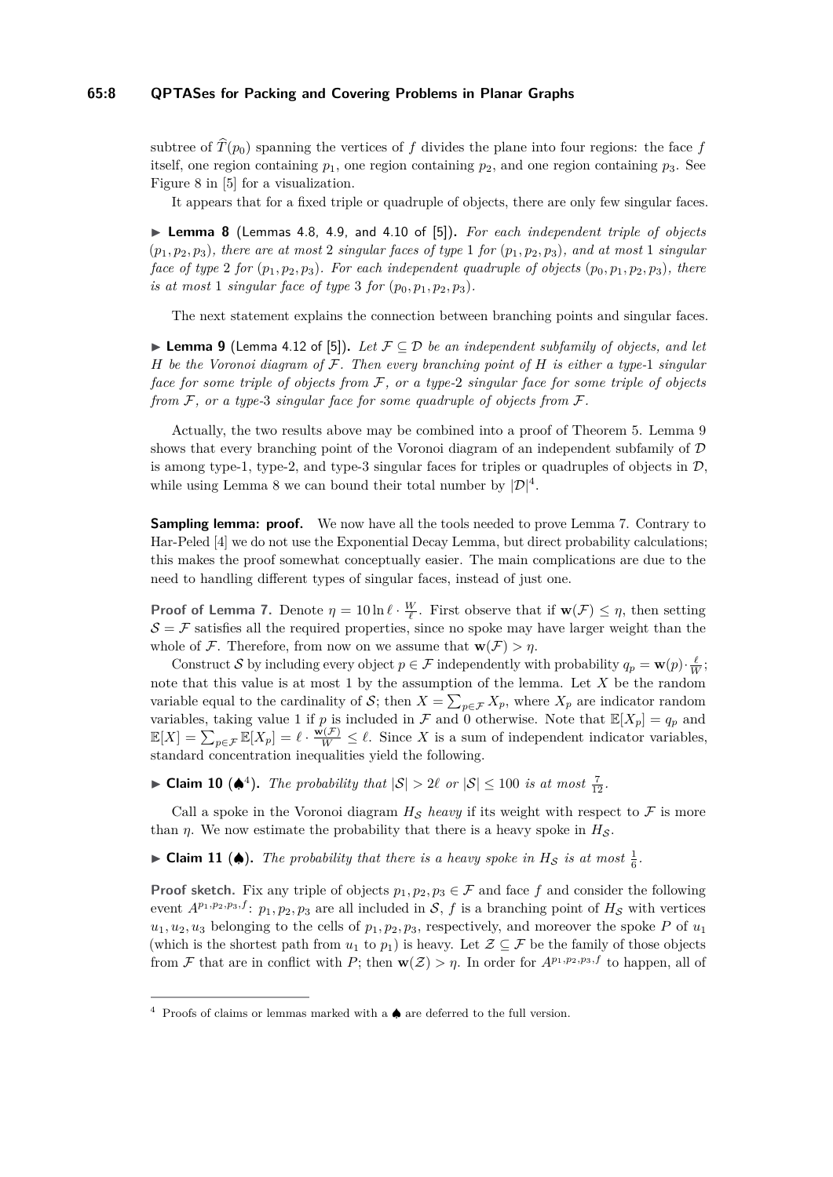subtree of $\widehat{T}(p_0)$ spanning the vertices of $f$ divides the plane into four regions: the face $f$ itself, one region containing $p_1$, one region containing $p_2$, and one region containing $p_3$. See Figure 8 in [5] for a visualization.

It appears that for a fixed triple or quadruple of objects, there are only few singular faces.

▶ **Lemma 8** (Lemmas 4.8, 4.9, and 4.10 of [5]). *For each independent triple of objects $(p_1, p_2, p_3)$, there are at most 2 singular faces of type 1 for $(p_1, p_2, p_3)$, and at most 1 singular face of type 2 for $(p_1, p_2, p_3)$. For each independent quadruple of objects $(p_0, p_1, p_2, p_3)$, there is at most 1 singular face of type 3 for $(p_0, p_1, p_2, p_3)$.*

The next statement explains the connection between branching points and singular faces.

▶ **Lemma 9** (Lemma 4.12 of [5]). *Let $\mathcal{F} \subseteq \mathcal{D}$ be an independent subfamily of objects, and let $H$ be the Voronoi diagram of $\mathcal{F}$. Then every branching point of $H$ is either a type-1 singular face for some triple of objects from $\mathcal{F}$, or a type-2 singular face for some triple of objects from $\mathcal{F}$, or a type-3 singular face for some quadruple of objects from $\mathcal{F}$.*

Actually, the two results above may be combined into a proof of Theorem 5. Lemma 9 shows that every branching point of the Voronoi diagram of an independent subfamily of $\mathcal{D}$ is among type-1, type-2, and type-3 singular faces for triples or quadruples of objects in $\mathcal{D}$, while using Lemma 8 we can bound their total number by $|\mathcal{D}|^4$.

**Sampling lemma: proof.** We now have all the tools needed to prove Lemma 7. Contrary to Har-Peled [4] we do not use the Exponential Decay Lemma, but direct probability calculations; this makes the proof somewhat conceptually easier. The main complications are due to the need to handling different types of singular faces, instead of just one.

**Proof of Lemma 7.** Denote $\eta = 10 \ln \ell \cdot \frac{W}{\ell}$. First observe that if $\mathbf{w}(\mathcal{F}) \leq \eta$, then setting $\mathcal{S} = \mathcal{F}$ satisfies all the required properties, since no spoke may have larger weight than the whole of $\mathcal{F}$. Therefore, from now on we assume that $\mathbf{w}(\mathcal{F}) > \eta$.

Construct $\mathcal{S}$ by including every object $p \in \mathcal{F}$ independently with probability $q_p = \mathbf{w}(p) \cdot \frac{\ell}{W}$; note that this value is at most 1 by the assumption of the lemma. Let $X$ be the random variable equal to the cardinality of $\mathcal{S}$; then $X = \sum_{p \in \mathcal{F}} X_p$, where $X_p$ are indicator random variables, taking value 1 if $p$ is included in $\mathcal{F}$ and 0 otherwise. Note that $\mathbb{E}[X_p] = q_p$ and $\mathbb{E}[X] = \sum_{p \in \mathcal{F}} \mathbb{E}[X_p] = \ell \cdot \frac{\mathbf{w}(\mathcal{F})}{W} \leq \ell$. Since $X$ is a sum of independent indicator variables, standard concentration inequalities yield the following.

▶ **Claim 10** (♠[4]). *The probability that $|\mathcal{S}| > 2\ell$ or $|\mathcal{S}| \leq 100$ is at most $\frac{7}{12}$.*

Call a spoke in the Voronoi diagram $H_{\mathcal{S}}$ *heavy* if its weight with respect to $\mathcal{F}$ is more than $\eta$. We now estimate the probability that there is a heavy spoke in $H_{\mathcal{S}}$.

▶ **Claim 11** (♠). *The probability that there is a heavy spoke in $H_{\mathcal{S}}$ is at most $\frac{1}{6}$.*

**Proof sketch.** Fix any triple of objects $p_1, p_2, p_3 \in \mathcal{F}$ and face $f$ and consider the following event $A^{p_1,p_2,p_3,f}$: $p_1, p_2, p_3$ are all included in $\mathcal{S}$, $f$ is a branching point of $H_{\mathcal{S}}$ with vertices $u_1, u_2, u_3$ belonging to the cells of $p_1, p_2, p_3$, respectively, and moreover the spoke $P$ of $u_1$ (which is the shortest path from $u_1$ to $p_1$) is heavy. Let $\mathcal{Z} \subseteq \mathcal{F}$ be the family of those objects from $\mathcal{F}$ that are in conflict with $P$; then $\mathbf{w}(\mathcal{Z}) > \eta$. In order for $A^{p_1,p_2,p_3,f}$ to happen, all of

[4] Proofs of claims or lemmas marked with a ♠ are deferred to the full version.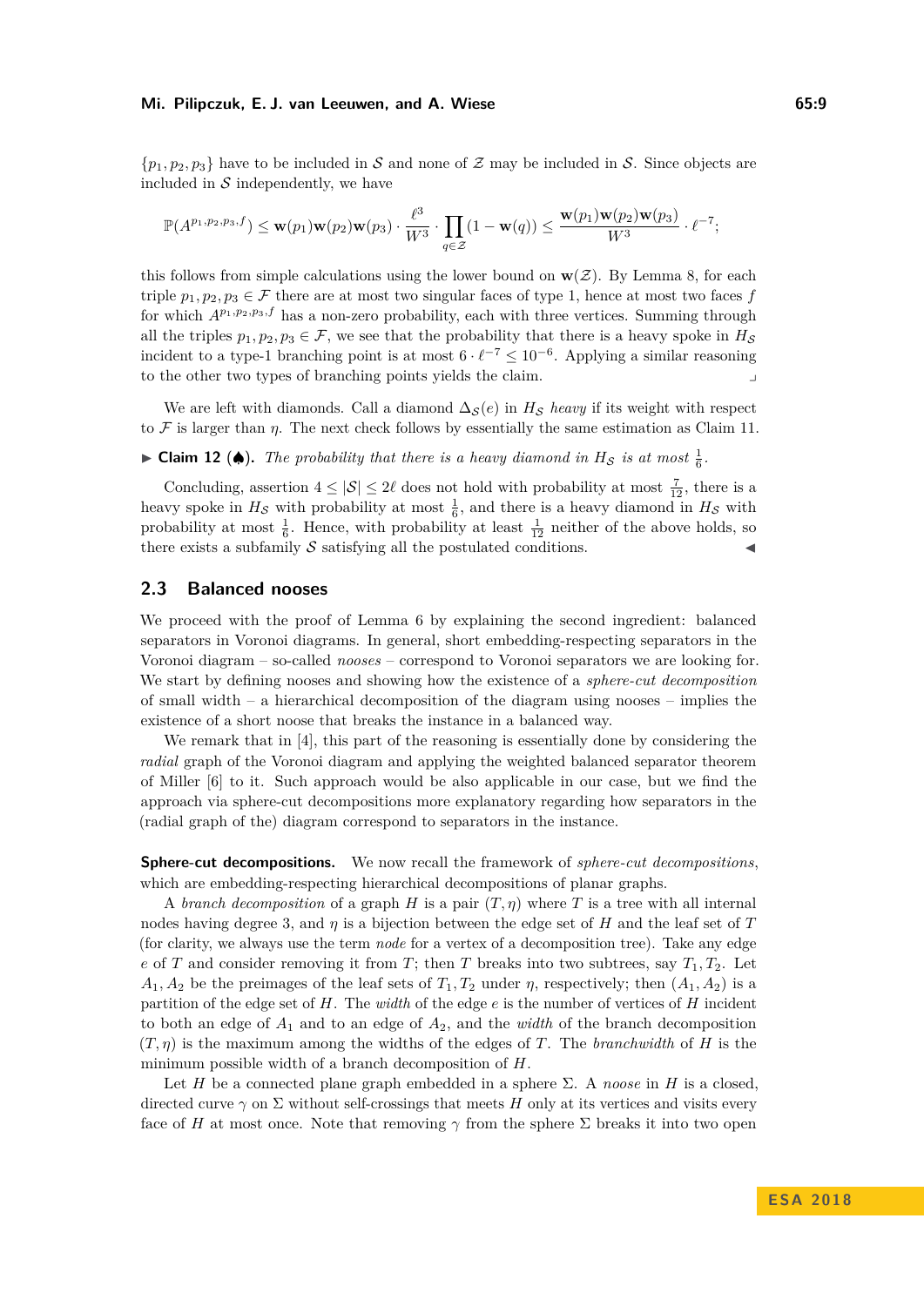$\{p_1, p_2, p_3\}$ have to be included in $\mathcal{S}$ and none of $\mathcal{Z}$ may be included in $\mathcal{S}$. Since objects are included in $\mathcal{S}$ independently, we have

$$\mathbb{P}(A^{p_1,p_2,p_3,f}) \leq \mathbf{w}(p_1)\mathbf{w}(p_2)\mathbf{w}(p_3) \cdot \frac{\ell^3}{W^3} \cdot \prod_{q \in \mathcal{Z}} (1 - \mathbf{w}(q)) \leq \frac{\mathbf{w}(p_1)\mathbf{w}(p_2)\mathbf{w}(p_3)}{W^3} \cdot \ell^{-7};$$

this follows from simple calculations using the lower bound on $\mathbf{w}(\mathcal{Z})$. By Lemma 8, for each triple $p_1, p_2, p_3 \in \mathcal{F}$ there are at most two singular faces of type 1, hence at most two faces $f$ for which $A^{p_1,p_2,p_3,f}$ has a non-zero probability, each with three vertices. Summing through all the triples $p_1, p_2, p_3 \in \mathcal{F}$, we see that the probability that there is a heavy spoke in $H_{\mathcal{S}}$ incident to a type-1 branching point is at most $6 \cdot \ell^{-7} \leq 10^{-6}$. Applying a similar reasoning to the other two types of branching points yields the claim. ⌟

We are left with diamonds. Call a diamond $\Delta_{\mathcal{S}}(e)$ in $H_{\mathcal{S}}$ *heavy* if its weight with respect to $\mathcal{F}$ is larger than $\eta$. The next check follows by essentially the same estimation as Claim 11.

▶ **Claim 12 (♠).** *The probability that there is a heavy diamond in $H_{\mathcal{S}}$ is at most $\frac{1}{6}$.*

Concluding, assertion $4 \leq |\mathcal{S}| \leq 2\ell$ does not hold with probability at most $\frac{7}{12}$, there is a heavy spoke in $H_{\mathcal{S}}$ with probability at most $\frac{1}{6}$, and there is a heavy diamond in $H_{\mathcal{S}}$ with probability at most $\frac{1}{6}$. Hence, with probability at least $\frac{1}{12}$ neither of the above holds, so there exists a subfamily $\mathcal{S}$ satisfying all the postulated conditions. ◀

## 2.3 Balanced nooses

We proceed with the proof of Lemma 6 by explaining the second ingredient: balanced separators in Voronoi diagrams. In general, short embedding-respecting separators in the Voronoi diagram – so-called *nooses* – correspond to Voronoi separators we are looking for. We start by defining nooses and showing how the existence of a *sphere-cut decomposition* of small width – a hierarchical decomposition of the diagram using nooses – implies the existence of a short noose that breaks the instance in a balanced way.

We remark that in [4], this part of the reasoning is essentially done by considering the *radial* graph of the Voronoi diagram and applying the weighted balanced separator theorem of Miller [6] to it. Such approach would be also applicable in our case, but we find the approach via sphere-cut decompositions more explanatory regarding how separators in the (radial graph of the) diagram correspond to separators in the instance.

**Sphere-cut decompositions.** We now recall the framework of *sphere-cut decompositions*, which are embedding-respecting hierarchical decompositions of planar graphs.

A *branch decomposition* of a graph $H$ is a pair $(T, \eta)$ where $T$ is a tree with all internal nodes having degree 3, and $\eta$ is a bijection between the edge set of $H$ and the leaf set of $T$ (for clarity, we always use the term *node* for a vertex of a decomposition tree). Take any edge $e$ of $T$ and consider removing it from $T$; then $T$ breaks into two subtrees, say $T_1, T_2$. Let $A_1, A_2$ be the preimages of the leaf sets of $T_1, T_2$ under $\eta$, respectively; then $(A_1, A_2)$ is a partition of the edge set of $H$. The *width* of the edge $e$ is the number of vertices of $H$ incident to both an edge of $A_1$ and to an edge of $A_2$, and the *width* of the branch decomposition $(T, \eta)$ is the maximum among the widths of the edges of $T$. The *branchwidth* of $H$ is the minimum possible width of a branch decomposition of $H$.

Let $H$ be a connected plane graph embedded in a sphere $\Sigma$. A *noose* in $H$ is a closed, directed curve $\gamma$ on $\Sigma$ without self-crossings that meets $H$ only at its vertices and visits every face of $H$ at most once. Note that removing $\gamma$ from the sphere $\Sigma$ breaks it into two open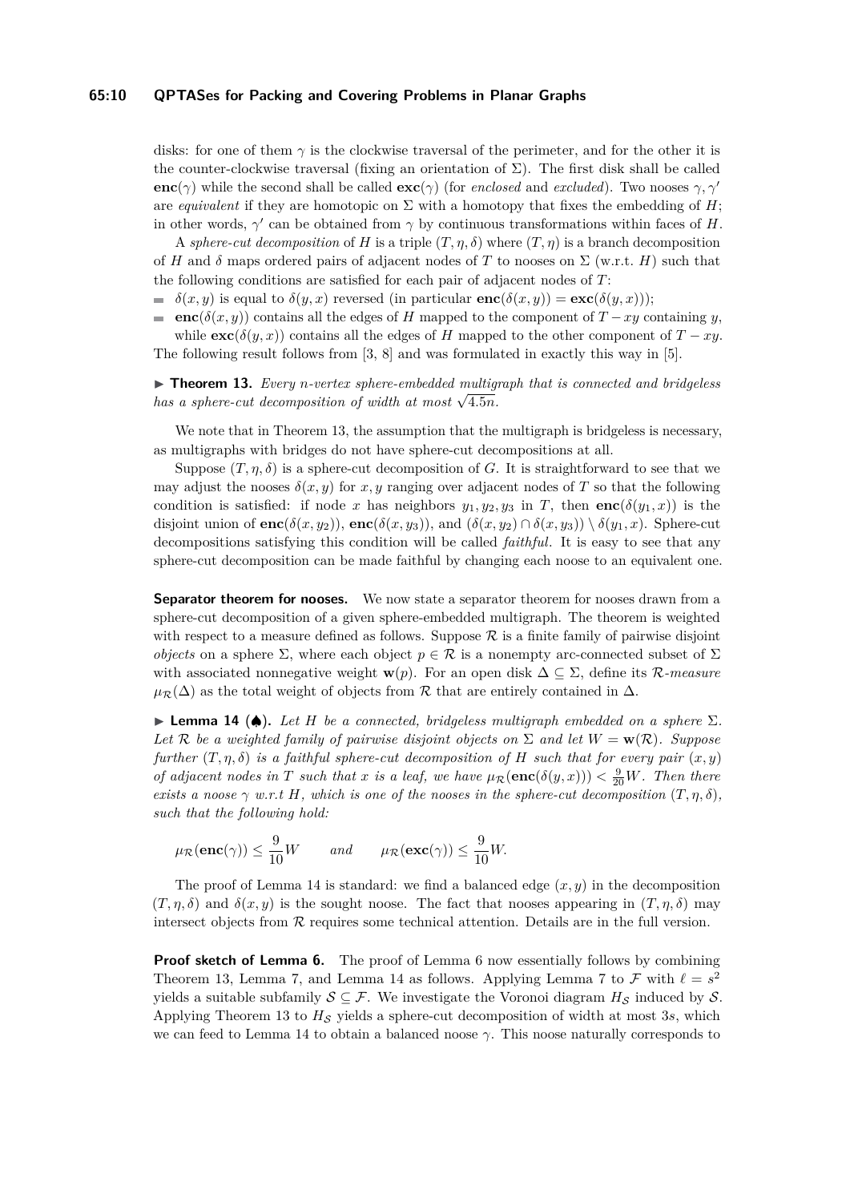disks: for one of them $\gamma$ is the clockwise traversal of the perimeter, and for the other it is the counter-clockwise traversal (fixing an orientation of $\Sigma$). The first disk shall be called $\mathbf{enc}(\gamma)$ while the second shall be called $\mathbf{exc}(\gamma)$ (for *enclosed* and *excluded*). Two nooses $\gamma, \gamma'$ are *equivalent* if they are homotopic on $\Sigma$ with a homotopy that fixes the embedding of $H$; in other words, $\gamma'$ can be obtained from $\gamma$ by continuous transformations within faces of $H$.

A *sphere-cut decomposition* of $H$ is a triple $(T, \eta, \delta)$ where $(T, \eta)$ is a branch decomposition of $H$ and $\delta$ maps ordered pairs of adjacent nodes of $T$ to nooses on $\Sigma$ (w.r.t. $H$) such that the following conditions are satisfied for each pair of adjacent nodes of $T$:

- $\delta(x, y)$ is equal to $\delta(y, x)$ reversed (in particular $\mathbf{enc}(\delta(x, y)) = \mathbf{exc}(\delta(y, x))$);
- $\mathbf{enc}(\delta(x, y))$ contains all the edges of $H$ mapped to the component of $T - xy$ containing $y$, while $\mathbf{exc}(\delta(y, x))$ contains all the edges of $H$ mapped to the other component of $T - xy$.

The following result follows from [3, 8] and was formulated in exactly this way in [5].

▶ **Theorem 13.** *Every $n$-vertex sphere-embedded multigraph that is connected and bridgeless has a sphere-cut decomposition of width at most $\sqrt{4.5n}$.*

We note that in Theorem 13, the assumption that the multigraph is bridgeless is necessary, as multigraphs with bridges do not have sphere-cut decompositions at all.

Suppose $(T, \eta, \delta)$ is a sphere-cut decomposition of $G$. It is straightforward to see that we may adjust the nooses $\delta(x, y)$ for $x, y$ ranging over adjacent nodes of $T$ so that the following condition is satisfied: if node $x$ has neighbors $y_1, y_2, y_3$ in $T$, then $\mathbf{enc}(\delta(y_1, x))$ is the disjoint union of $\mathbf{enc}(\delta(x, y_2))$, $\mathbf{enc}(\delta(x, y_3))$, and $(\delta(x, y_2) \cap \delta(x, y_3)) \setminus \delta(y_1, x)$. Sphere-cut decompositions satisfying this condition will be called *faithful*. It is easy to see that any sphere-cut decomposition can be made faithful by changing each noose to an equivalent one.

**Separator theorem for nooses.** We now state a separator theorem for nooses drawn from a sphere-cut decomposition of a given sphere-embedded multigraph. The theorem is weighted with respect to a measure defined as follows. Suppose $\mathcal{R}$ is a finite family of pairwise disjoint *objects* on a sphere $\Sigma$, where each object $p \in \mathcal{R}$ is a nonempty arc-connected subset of $\Sigma$ with associated nonnegative weight $\mathbf{w}(p)$. For an open disk $\Delta \subseteq \Sigma$, define its $\mathcal{R}$-*measure* $\mu_{\mathcal{R}}(\Delta)$ as the total weight of objects from $\mathcal{R}$ that are entirely contained in $\Delta$.

▶ **Lemma 14 (♠).** *Let $H$ be a connected, bridgeless multigraph embedded on a sphere $\Sigma$. Let $\mathcal{R}$ be a weighted family of pairwise disjoint objects on $\Sigma$ and let $W = \mathbf{w}(\mathcal{R})$. Suppose further $(T, \eta, \delta)$ is a faithful sphere-cut decomposition of $H$ such that for every pair $(x, y)$ of adjacent nodes in $T$ such that $x$ is a leaf, we have $\mu_{\mathcal{R}}(\mathbf{enc}(\delta(y, x))) < \frac{9}{20}W$. Then there exists a noose $\gamma$ w.r.t $H$, which is one of the nooses in the sphere-cut decomposition $(T, \eta, \delta)$, such that the following hold:*

$$\mu_{\mathcal{R}}(\mathbf{enc}(\gamma)) \leq \frac{9}{10}W \qquad \text{and} \qquad \mu_{\mathcal{R}}(\mathbf{exc}(\gamma)) \leq \frac{9}{10}W.$$

The proof of Lemma 14 is standard: we find a balanced edge $(x, y)$ in the decomposition $(T, \eta, \delta)$ and $\delta(x, y)$ is the sought noose. The fact that nooses appearing in $(T, \eta, \delta)$ may intersect objects from $\mathcal{R}$ requires some technical attention. Details are in the full version.

**Proof sketch of Lemma 6.** The proof of Lemma 6 now essentially follows by combining Theorem 13, Lemma 7, and Lemma 14 as follows. Applying Lemma 7 to $\mathcal{F}$ with $\ell = s^2$ yields a suitable subfamily $\mathcal{S} \subseteq \mathcal{F}$. We investigate the Voronoi diagram $H_{\mathcal{S}}$ induced by $\mathcal{S}$. Applying Theorem 13 to $H_{\mathcal{S}}$ yields a sphere-cut decomposition of width at most $3s$, which we can feed to Lemma 14 to obtain a balanced noose $\gamma$. This noose naturally corresponds to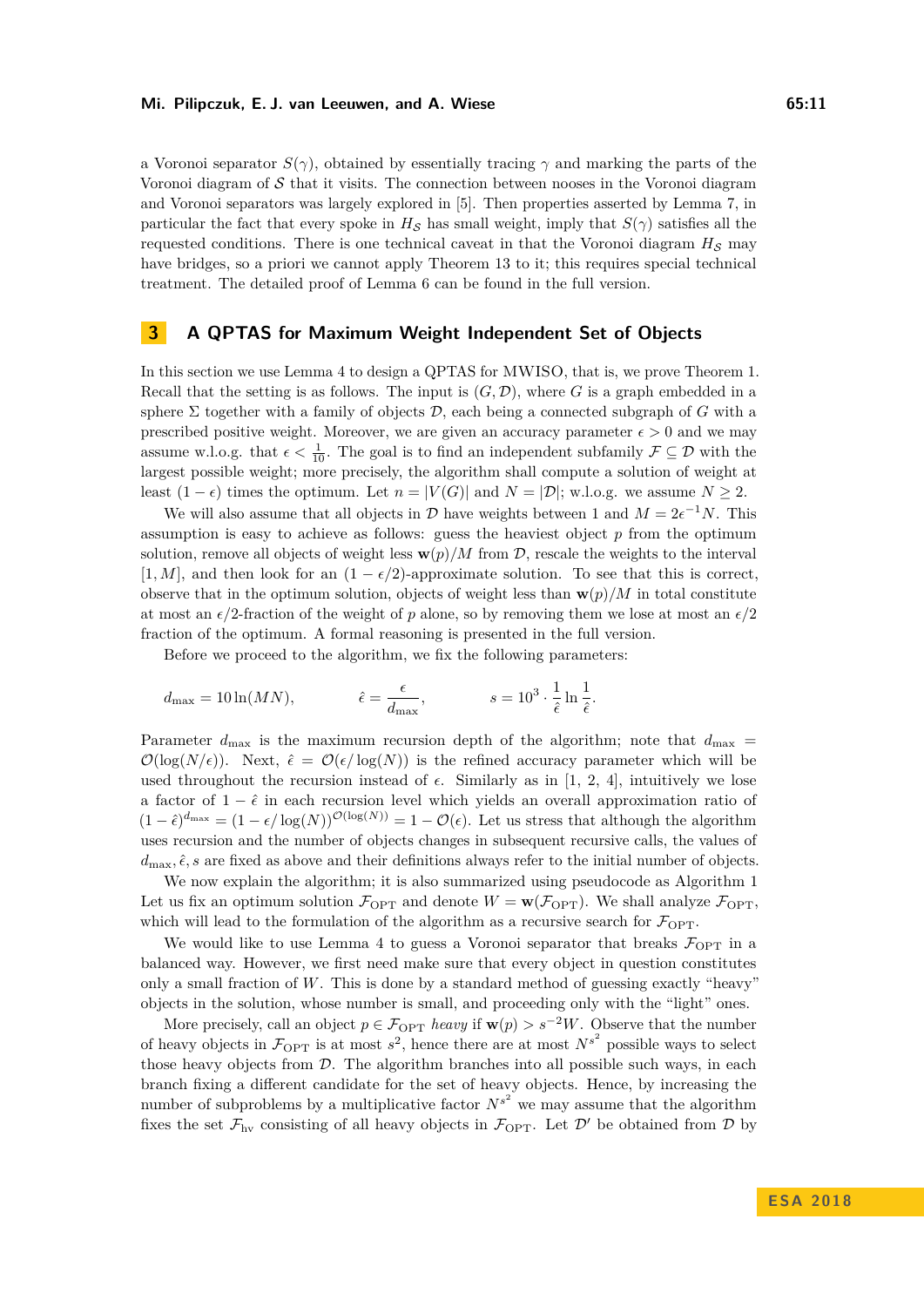a Voronoi separator $S(\gamma)$, obtained by essentially tracing $\gamma$ and marking the parts of the Voronoi diagram of $\mathcal{S}$ that it visits. The connection between nooses in the Voronoi diagram and Voronoi separators was largely explored in [5]. Then properties asserted by Lemma 7, in particular the fact that every spoke in $H_{\mathcal{S}}$ has small weight, imply that $S(\gamma)$ satisfies all the requested conditions. There is one technical caveat in that the Voronoi diagram $H_{\mathcal{S}}$ may have bridges, so a priori we cannot apply Theorem 13 to it; this requires special technical treatment. The detailed proof of Lemma 6 can be found in the full version.

## 3 A QPTAS for Maximum Weight Independent Set of Objects

In this section we use Lemma 4 to design a QPTAS for MWISO, that is, we prove Theorem 1. Recall that the setting is as follows. The input is $(G, \mathcal{D})$, where $G$ is a graph embedded in a sphere $\Sigma$ together with a family of objects $\mathcal{D}$, each being a connected subgraph of $G$ with a prescribed positive weight. Moreover, we are given an accuracy parameter $\epsilon > 0$ and we may assume w.l.o.g. that $\epsilon < \frac{1}{10}$. The goal is to find an independent subfamily $\mathcal{F} \subseteq \mathcal{D}$ with the largest possible weight; more precisely, the algorithm shall compute a solution of weight at least $(1-\epsilon)$ times the optimum. Let $n = |V(G)|$ and $N = |\mathcal{D}|$; w.l.o.g. we assume $N \geq 2$.

We will also assume that all objects in $\mathcal{D}$ have weights between 1 and $M = 2\epsilon^{-1}N$. This assumption is easy to achieve as follows: guess the heaviest object $p$ from the optimum solution, remove all objects of weight less $\mathbf{w}(p)/M$ from $\mathcal{D}$, rescale the weights to the interval $[1, M]$, and then look for an $(1-\epsilon/2)$-approximate solution. To see that this is correct, observe that in the optimum solution, objects of weight less than $\mathbf{w}(p)/M$ in total constitute at most an $\epsilon/2$-fraction of the weight of $p$ alone, so by removing them we lose at most an $\epsilon/2$ fraction of the optimum. A formal reasoning is presented in the full version.

Before we proceed to the algorithm, we fix the following parameters:

$$d_{\max} = 10\ln(MN), \qquad \hat{\epsilon} = \frac{\epsilon}{d_{\max}}, \qquad s = 10^3 \cdot \frac{1}{\hat{\epsilon}}\ln\frac{1}{\hat{\epsilon}}.$$

Parameter $d_{\max}$ is the maximum recursion depth of the algorithm; note that $d_{\max} = \mathcal{O}(\log(N/\epsilon))$. Next, $\hat{\epsilon} = \mathcal{O}(\epsilon/\log(N))$ is the refined accuracy parameter which will be used throughout the recursion instead of $\epsilon$. Similarly as in [1, 2, 4], intuitively we lose a factor of $1-\hat{\epsilon}$ in each recursion level which yields an overall approximation ratio of $(1-\hat{\epsilon})^{d_{\max}} = (1-\epsilon/\log(N))^{\mathcal{O}(\log(N))} = 1-\mathcal{O}(\epsilon)$. Let us stress that although the algorithm uses recursion and the number of objects changes in subsequent recursive calls, the values of $d_{\max}, \hat{\epsilon}, s$ are fixed as above and their definitions always refer to the initial number of objects.

We now explain the algorithm; it is also summarized using pseudocode as Algorithm 1 Let us fix an optimum solution $\mathcal{F}_{\mathrm{OPT}}$ and denote $W = \mathbf{w}(\mathcal{F}_{\mathrm{OPT}})$. We shall analyze $\mathcal{F}_{\mathrm{OPT}}$, which will lead to the formulation of the algorithm as a recursive search for $\mathcal{F}_{\mathrm{OPT}}$.

We would like to use Lemma 4 to guess a Voronoi separator that breaks $\mathcal{F}_{\mathrm{OPT}}$ in a balanced way. However, we first need make sure that every object in question constitutes only a small fraction of $W$. This is done by a standard method of guessing exactly "heavy" objects in the solution, whose number is small, and proceeding only with the "light" ones.

More precisely, call an object $p \in \mathcal{F}_{\mathrm{OPT}}$ *heavy* if $\mathbf{w}(p) > s^{-2}W$. Observe that the number of heavy objects in $\mathcal{F}_{\mathrm{OPT}}$ is at most $s^2$, hence there are at most $N^{s^2}$ possible ways to select those heavy objects from $\mathcal{D}$. The algorithm branches into all possible such ways, in each branch fixing a different candidate for the set of heavy objects. Hence, by increasing the number of subproblems by a multiplicative factor $N^{s^2}$ we may assume that the algorithm fixes the set $\mathcal{F}_{\mathrm{hv}}$ consisting of all heavy objects in $\mathcal{F}_{\mathrm{OPT}}$. Let $\mathcal{D}'$ be obtained from $\mathcal{D}$ by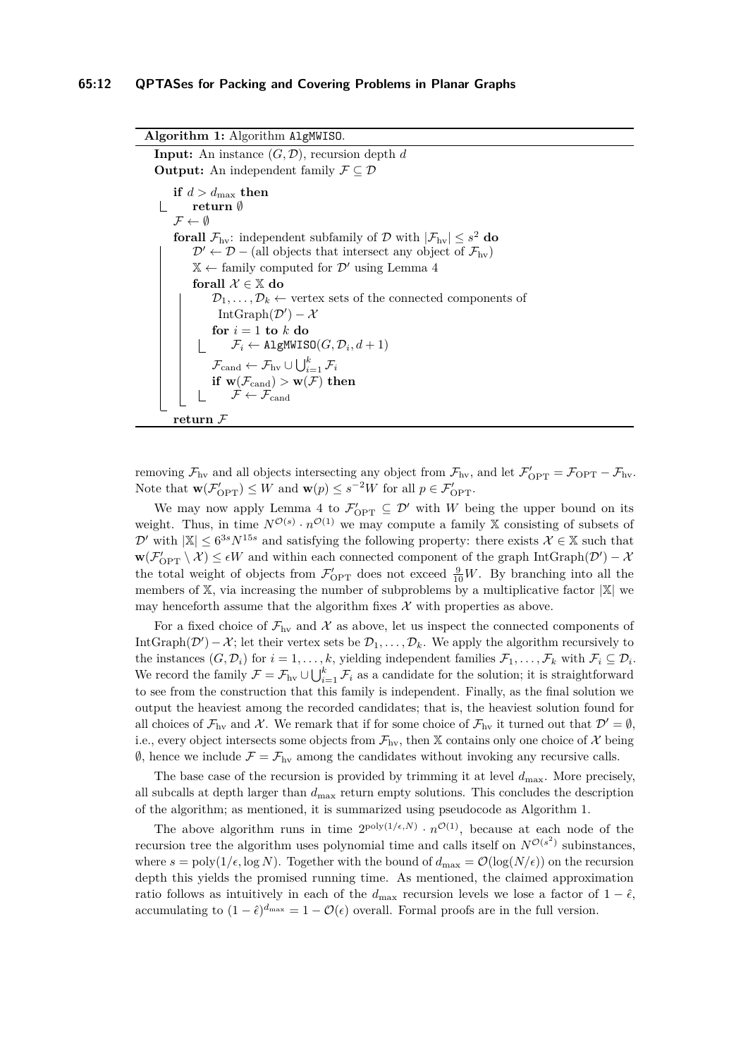**Algorithm 1:** Algorithm `AlgMWISO`.

```
Input: An instance (G, D), recursion depth d
Output: An independent family F ⊆ D

if d > d_max then
    return ∅
F ← ∅
forall F_hv: independent subfamily of D with |F_hv| ≤ s^2 do
    D' ← D − (all objects that intersect any object of F_hv)
    X ← family computed for D' using Lemma 4
    forall X ∈ X do
        D_1, ..., D_k ← vertex sets of the connected components of
            IntGraph(D') − X
        for i = 1 to k do
            F_i ← AlgMWISO(G, D_i, d + 1)
        F_cand ← F_hv ∪ ⋃_{i=1}^{k} F_i
        if w(F_cand) > w(F) then
            F ← F_cand
return F
```

removing $\mathcal{F}_{\mathrm{hv}}$ and all objects intersecting any object from $\mathcal{F}_{\mathrm{hv}}$, and let $\mathcal{F}'_{\mathrm{OPT}} = \mathcal{F}_{\mathrm{OPT}} - \mathcal{F}_{\mathrm{hv}}$. Note that $\mathbf{w}(\mathcal{F}'_{\mathrm{OPT}}) \leq W$ and $\mathbf{w}(p) \leq s^{-2}W$ for all $p \in \mathcal{F}'_{\mathrm{OPT}}$.

We may now apply Lemma 4 to $\mathcal{F}'_{\mathrm{OPT}} \subseteq \mathcal{D}'$ with $W$ being the upper bound on its weight. Thus, in time $N^{\mathcal{O}(s)} \cdot n^{\mathcal{O}(1)}$ we may compute a family $\mathbb{X}$ consisting of subsets of $\mathcal{D}'$ with $|\mathbb{X}| \leq 6^{3s}N^{15s}$ and satisfying the following property: there exists $\mathcal{X} \in \mathbb{X}$ such that $\mathbf{w}(\mathcal{F}'_{\mathrm{OPT}} \setminus \mathcal{X}) \leq \epsilon W$ and within each connected component of the graph $\mathrm{IntGraph}(\mathcal{D}') - \mathcal{X}$ the total weight of objects from $\mathcal{F}'_{\mathrm{OPT}}$ does not exceed $\frac{9}{10}W$. By branching into all the members of $\mathbb{X}$, via increasing the number of subproblems by a multiplicative factor $|\mathbb{X}|$ we may henceforth assume that the algorithm fixes $\mathcal{X}$ with properties as above.

For a fixed choice of $\mathcal{F}_{\mathrm{hv}}$ and $\mathcal{X}$ as above, let us inspect the connected components of $\mathrm{IntGraph}(\mathcal{D}') - \mathcal{X}$; let their vertex sets be $\mathcal{D}_1, \ldots, \mathcal{D}_k$. We apply the algorithm recursively to the instances $(G, \mathcal{D}_i)$ for $i = 1, \ldots, k$, yielding independent families $\mathcal{F}_1, \ldots, \mathcal{F}_k$ with $\mathcal{F}_i \subseteq \mathcal{D}_i$. We record the family $\mathcal{F} = \mathcal{F}_{\mathrm{hv}} \cup \bigcup_{i=1}^{k} \mathcal{F}_i$ as a candidate for the solution; it is straightforward to see from the construction that this family is independent. Finally, as the final solution we output the heaviest among the recorded candidates; that is, the heaviest solution found for all choices of $\mathcal{F}_{\mathrm{hv}}$ and $\mathcal{X}$. We remark that if for some choice of $\mathcal{F}_{\mathrm{hv}}$ it turned out that $\mathcal{D}' = \emptyset$, i.e., every object intersects some objects from $\mathcal{F}_{\mathrm{hv}}$, then $\mathbb{X}$ contains only one choice of $\mathcal{X}$ being $\emptyset$, hence we include $\mathcal{F} = \mathcal{F}_{\mathrm{hv}}$ among the candidates without invoking any recursive calls.

The base case of the recursion is provided by trimming it at level $d_{\max}$. More precisely, all subcalls at depth larger than $d_{\max}$ return empty solutions. This concludes the description of the algorithm; as mentioned, it is summarized using pseudocode as Algorithm 1.

The above algorithm runs in time $2^{\mathrm{poly}(1/\epsilon, N)} \cdot n^{\mathcal{O}(1)}$, because at each node of the recursion tree the algorithm uses polynomial time and calls itself on $N^{\mathcal{O}(s^2)}$ subinstances, where $s = \mathrm{poly}(1/\epsilon, \log N)$. Together with the bound of $d_{\max} = \mathcal{O}(\log(N/\epsilon))$ on the recursion depth this yields the promised running time. As mentioned, the claimed approximation ratio follows as intuitively in each of the $d_{\max}$ recursion levels we lose a factor of $1 - \hat{\epsilon}$, accumulating to $(1 - \hat{\epsilon})^{d_{\max}} = 1 - \mathcal{O}(\epsilon)$ overall. Formal proofs are in the full version.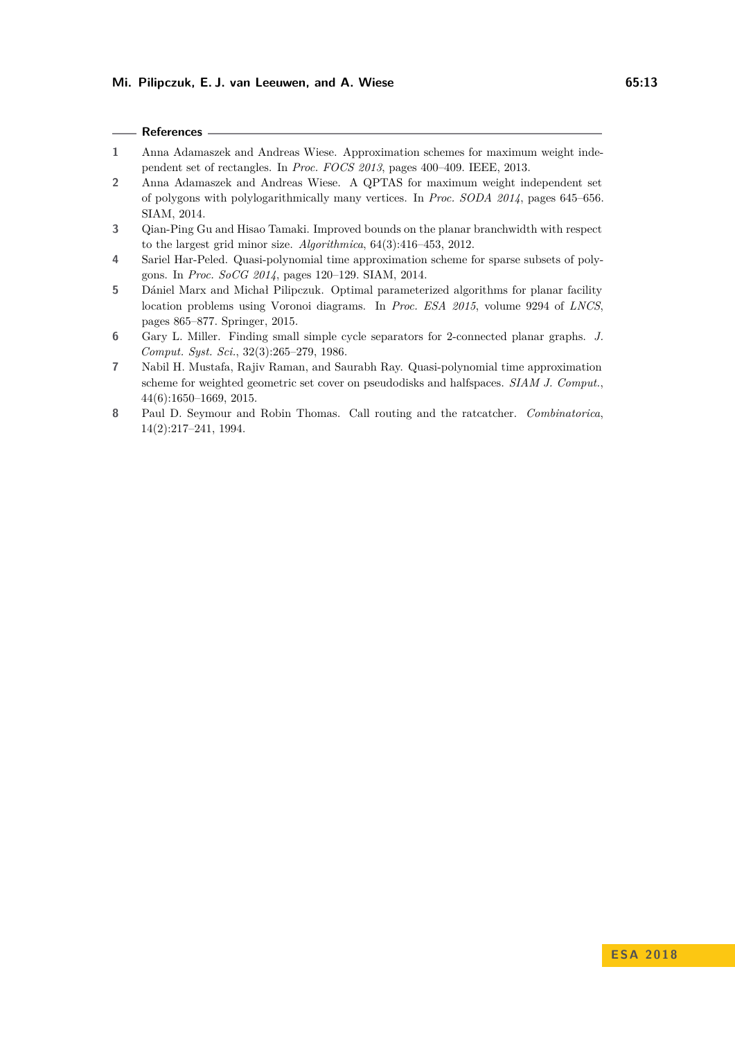## References

1. Anna Adamaszek and Andreas Wiese. Approximation schemes for maximum weight independent set of rectangles. In *Proc. FOCS 2013*, pages 400–409. IEEE, 2013.
2. Anna Adamaszek and Andreas Wiese. A QPTAS for maximum weight independent set of polygons with polylogarithmically many vertices. In *Proc. SODA 2014*, pages 645–656. SIAM, 2014.
3. Qian-Ping Gu and Hisao Tamaki. Improved bounds on the planar branchwidth with respect to the largest grid minor size. *Algorithmica*, 64(3):416–453, 2012.
4. Sariel Har-Peled. Quasi-polynomial time approximation scheme for sparse subsets of polygons. In *Proc. SoCG 2014*, pages 120–129. SIAM, 2014.
5. Dániel Marx and Michał Pilipczuk. Optimal parameterized algorithms for planar facility location problems using Voronoi diagrams. In *Proc. ESA 2015*, volume 9294 of *LNCS*, pages 865–877. Springer, 2015.
6. Gary L. Miller. Finding small simple cycle separators for 2-connected planar graphs. *J. Comput. Syst. Sci.*, 32(3):265–279, 1986.
7. Nabil H. Mustafa, Rajiv Raman, and Saurabh Ray. Quasi-polynomial time approximation scheme for weighted geometric set cover on pseudodisks and halfspaces. *SIAM J. Comput.*, 44(6):1650–1669, 2015.
8. Paul D. Seymour and Robin Thomas. Call routing and the ratcatcher. *Combinatorica*, 14(2):217–241, 1994.